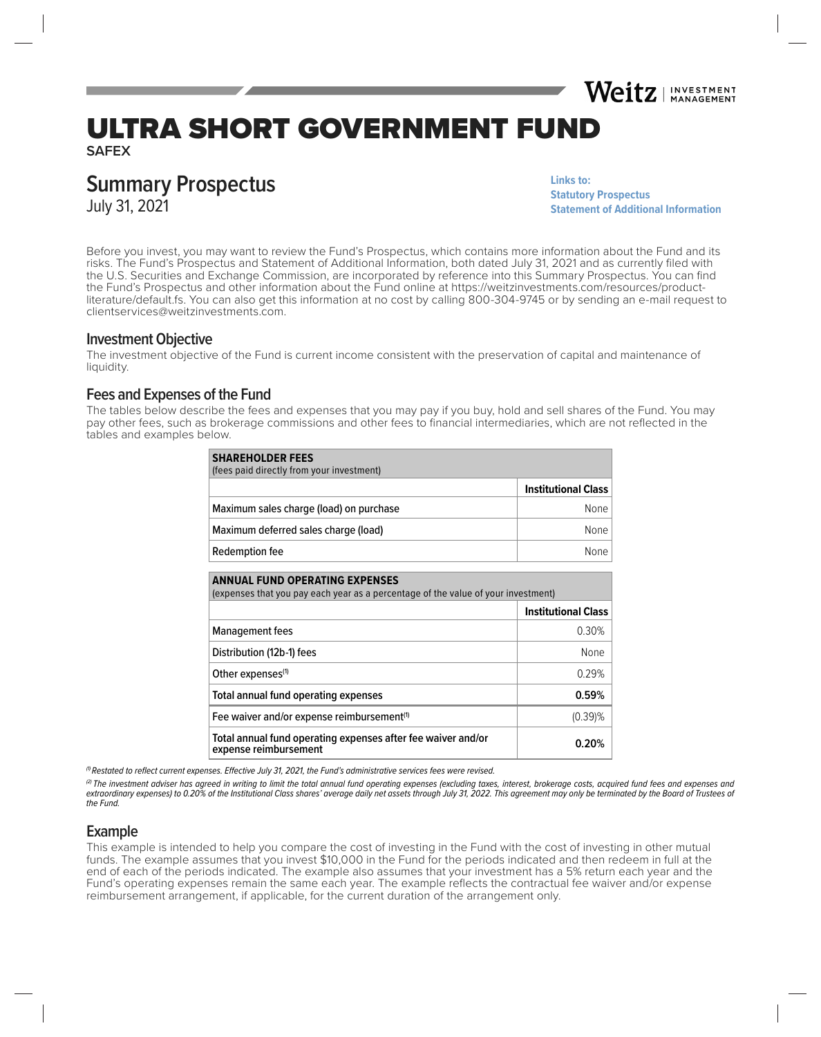# ULTRA SHORT GOVERNMENT FUND

**SAFEX**

## Summary Prospectus

July 31, 2021

**Links to:**
**Statutory Prospectus**
**Statement of Additional Information**

Before you invest, you may want to review the Fund's Prospectus, which contains more information about the Fund and its risks. The Fund's Prospectus and Statement of Additional Information, both dated July 31, 2021 and as currently filed with the U.S. Securities and Exchange Commission, are incorporated by reference into this Summary Prospectus. You can find the Fund's Prospectus and other information about the Fund online at https://weitzinvestments.com/resources/product-literature/default.fs. You can also get this information at no cost by calling 800-304-9745 or by sending an e-mail request to clientservices@weitzinvestments.com.

## Investment Objective

The investment objective of the Fund is current income consistent with the preservation of capital and maintenance of liquidity.

## Fees and Expenses of the Fund

The tables below describe the fees and expenses that you may pay if you buy, hold and sell shares of the Fund. You may pay other fees, such as brokerage commissions and other fees to financial intermediaries, which are not reflected in the tables and examples below.

| **SHAREHOLDER FEES** (fees paid directly from your investment) | |
|---|---|
| | **Institutional Class** |
| Maximum sales charge (load) on purchase | None |
| Maximum deferred sales charge (load) | None |
| Redemption fee | None |

| **ANNUAL FUND OPERATING EXPENSES** (expenses that you pay each year as a percentage of the value of your investment) | |
|---|---|
| | **Institutional Class** |
| Management fees | 0.30% |
| Distribution (12b-1) fees | None |
| Other expenses[1] | 0.29% |
| **Total annual fund operating expenses** | **0.59%** |
| Fee waiver and/or expense reimbursement[1] | (0.39)% |
| **Total annual fund operating expenses after fee waiver and/or expense reimbursement** | **0.20%** |

*[1] Restated to reflect current expenses. Effective July 31, 2021, the Fund's administrative services fees were revised.*

*[2] The investment adviser has agreed in writing to limit the total annual fund operating expenses (excluding taxes, interest, brokerage costs, acquired fund fees and expenses and extraordinary expenses) to 0.20% of the Institutional Class shares' average daily net assets through July 31, 2022. This agreement may only be terminated by the Board of Trustees of the Fund.*

## Example

This example is intended to help you compare the cost of investing in the Fund with the cost of investing in other mutual funds. The example assumes that you invest $10,000 in the Fund for the periods indicated and then redeem in full at the end of each of the periods indicated. The example also assumes that your investment has a 5% return each year and the Fund's operating expenses remain the same each year. The example reflects the contractual fee waiver and/or expense reimbursement arrangement, if applicable, for the current duration of the arrangement only.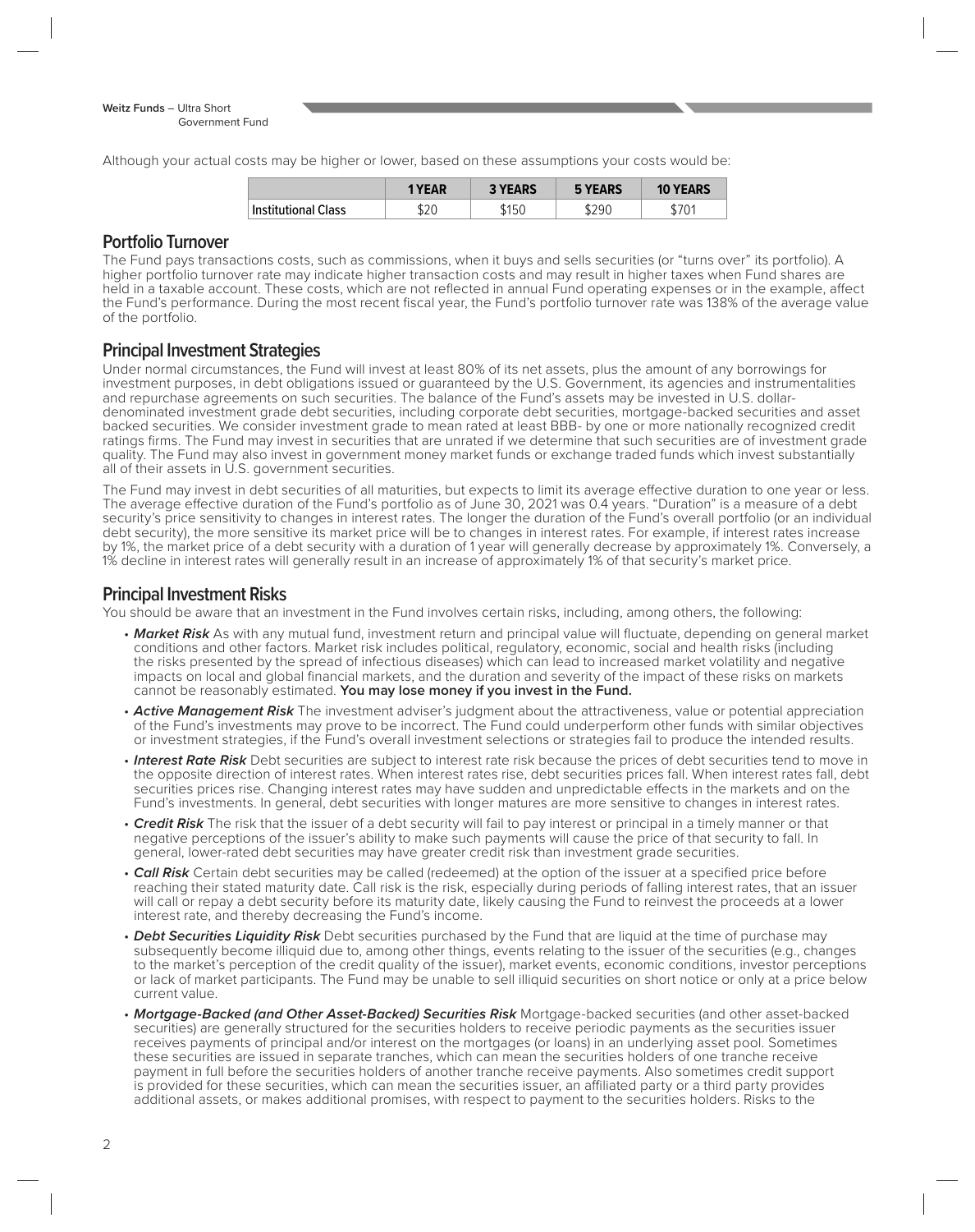Although your actual costs may be higher or lower, based on these assumptions your costs would be:

| | 1 YEAR | 3 YEARS | 5 YEARS | 10 YEARS |
|---|---|---|---|---|
| Institutional Class | $20 | $150 | $290 | $701 |

## Portfolio Turnover

The Fund pays transactions costs, such as commissions, when it buys and sells securities (or "turns over" its portfolio). A higher portfolio turnover rate may indicate higher transaction costs and may result in higher taxes when Fund shares are held in a taxable account. These costs, which are not reflected in annual Fund operating expenses or in the example, affect the Fund's performance. During the most recent fiscal year, the Fund's portfolio turnover rate was 138% of the average value of the portfolio.

## Principal Investment Strategies

Under normal circumstances, the Fund will invest at least 80% of its net assets, plus the amount of any borrowings for investment purposes, in debt obligations issued or guaranteed by the U.S. Government, its agencies and instrumentalities and repurchase agreements on such securities. The balance of the Fund's assets may be invested in U.S. dollar-denominated investment grade debt securities, including corporate debt securities, mortgage-backed securities and asset backed securities. We consider investment grade to mean rated at least BBB- by one or more nationally recognized credit ratings firms. The Fund may invest in securities that are unrated if we determine that such securities are of investment grade quality. The Fund may also invest in government money market funds or exchange traded funds which invest substantially all of their assets in U.S. government securities.

The Fund may invest in debt securities of all maturities, but expects to limit its average effective duration to one year or less. The average effective duration of the Fund's portfolio as of June 30, 2021 was 0.4 years. "Duration" is a measure of a debt security's price sensitivity to changes in interest rates. The longer the duration of the Fund's overall portfolio (or an individual debt security), the more sensitive its market price will be to changes in interest rates. For example, if interest rates increase by 1%, the market price of a debt security with a duration of 1 year will generally decrease by approximately 1%. Conversely, a 1% decline in interest rates will generally result in an increase of approximately 1% of that security's market price.

## Principal Investment Risks

You should be aware that an investment in the Fund involves certain risks, including, among others, the following:

- ***Market Risk*** As with any mutual fund, investment return and principal value will fluctuate, depending on general market conditions and other factors. Market risk includes political, regulatory, economic, social and health risks (including the risks presented by the spread of infectious diseases) which can lead to increased market volatility and negative impacts on local and global financial markets, and the duration and severity of the impact of these risks on markets cannot be reasonably estimated. **You may lose money if you invest in the Fund.**
- ***Active Management Risk*** The investment adviser's judgment about the attractiveness, value or potential appreciation of the Fund's investments may prove to be incorrect. The Fund could underperform other funds with similar objectives or investment strategies, if the Fund's overall investment selections or strategies fail to produce the intended results.
- ***Interest Rate Risk*** Debt securities are subject to interest rate risk because the prices of debt securities tend to move in the opposite direction of interest rates. When interest rates rise, debt securities prices fall. When interest rates fall, debt securities prices rise. Changing interest rates may have sudden and unpredictable effects in the markets and on the Fund's investments. In general, debt securities with longer matures are more sensitive to changes in interest rates.
- ***Credit Risk*** The risk that the issuer of a debt security will fail to pay interest or principal in a timely manner or that negative perceptions of the issuer's ability to make such payments will cause the price of that security to fall. In general, lower-rated debt securities may have greater credit risk than investment grade securities.
- ***Call Risk*** Certain debt securities may be called (redeemed) at the option of the issuer at a specified price before reaching their stated maturity date. Call risk is the risk, especially during periods of falling interest rates, that an issuer will call or repay a debt security before its maturity date, likely causing the Fund to reinvest the proceeds at a lower interest rate, and thereby decreasing the Fund's income.
- ***Debt Securities Liquidity Risk*** Debt securities purchased by the Fund that are liquid at the time of purchase may subsequently become illiquid due to, among other things, events relating to the issuer of the securities (e.g., changes to the market's perception of the credit quality of the issuer), market events, economic conditions, investor perceptions or lack of market participants. The Fund may be unable to sell illiquid securities on short notice or only at a price below current value.
- ***Mortgage-Backed (and Other Asset-Backed) Securities Risk*** Mortgage-backed securities (and other asset-backed securities) are generally structured for the securities holders to receive periodic payments as the securities issuer receives payments of principal and/or interest on the mortgages (or loans) in an underlying asset pool. Sometimes these securities are issued in separate tranches, which can mean the securities holders of one tranche receive payment in full before the securities holders of another tranche receive payments. Also sometimes credit support is provided for these securities, which can mean the securities issuer, an affiliated party or a third party provides additional assets, or makes additional promises, with respect to payment to the securities holders. Risks to the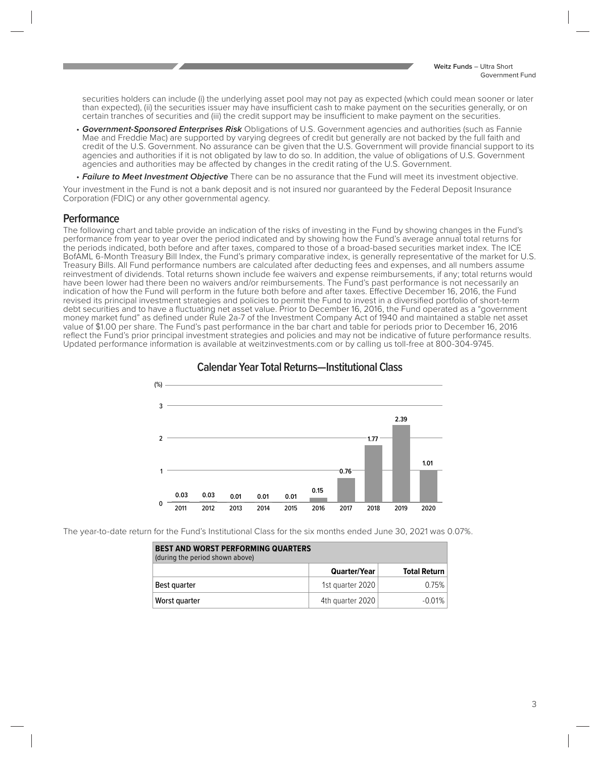securities holders can include (i) the underlying asset pool may not pay as expected (which could mean sooner or later than expected), (ii) the securities issuer may have insufficient cash to make payment on the securities generally, or on certain tranches of securities and (iii) the credit support may be insufficient to make payment on the securities.

- ***Government-Sponsored Enterprises Risk*** Obligations of U.S. Government agencies and authorities (such as Fannie Mae and Freddie Mac) are supported by varying degrees of credit but generally are not backed by the full faith and credit of the U.S. Government. No assurance can be given that the U.S. Government will provide financial support to its agencies and authorities if it is not obligated by law to do so. In addition, the value of obligations of U.S. Government agencies and authorities may be affected by changes in the credit rating of the U.S. Government.
- ***Failure to Meet Investment Objective*** There can be no assurance that the Fund will meet its investment objective.

Your investment in the Fund is not a bank deposit and is not insured nor guaranteed by the Federal Deposit Insurance Corporation (FDIC) or any other governmental agency.

## Performance

The following chart and table provide an indication of the risks of investing in the Fund by showing changes in the Fund's performance from year to year over the period indicated and by showing how the Fund's average annual total returns for the periods indicated, both before and after taxes, compared to those of a broad-based securities market index. The ICE BofAML 6-Month Treasury Bill Index, the Fund's primary comparative index, is generally representative of the market for U.S. Treasury Bills. All Fund performance numbers are calculated after deducting fees and expenses, and all numbers assume reinvestment of dividends. Total returns shown include fee waivers and expense reimbursements, if any; total returns would have been lower had there been no waivers and/or reimbursements. The Fund's past performance is not necessarily an indication of how the Fund will perform in the future both before and after taxes. Effective December 16, 2016, the Fund revised its principal investment strategies and policies to permit the Fund to invest in a diversified portfolio of short-term debt securities and to have a fluctuating net asset value. Prior to December 16, 2016, the Fund operated as a "government money market fund" as defined under Rule 2a-7 of the Investment Company Act of 1940 and maintained a stable net asset value of $1.00 per share. The Fund's past performance in the bar chart and table for periods prior to December 16, 2016 reflect the Fund's prior principal investment strategies and policies and may not be indicative of future performance results. Updated performance information is available at weitzinvestments.com or by calling us toll-free at 800-304-9745.

### Calendar Year Total Returns—Institutional Class

| Year | (%) |
|---|---|
| 2011 | 0.03 |
| 2012 | 0.03 |
| 2013 | 0.01 |
| 2014 | 0.01 |
| 2015 | 0.01 |
| 2016 | 0.15 |
| 2017 | 0.76 |
| 2018 | 1.77 |
| 2019 | 2.39 |
| 2020 | 1.01 |

The year-to-date return for the Fund's Institutional Class for the six months ended June 30, 2021 was 0.07%.

| **BEST AND WORST PERFORMING QUARTERS** (during the period shown above) | Quarter/Year | Total Return |
|---|---|---|
| Best quarter | 1st quarter 2020 | 0.75% |
| Worst quarter | 4th quarter 2020 | -0.01% |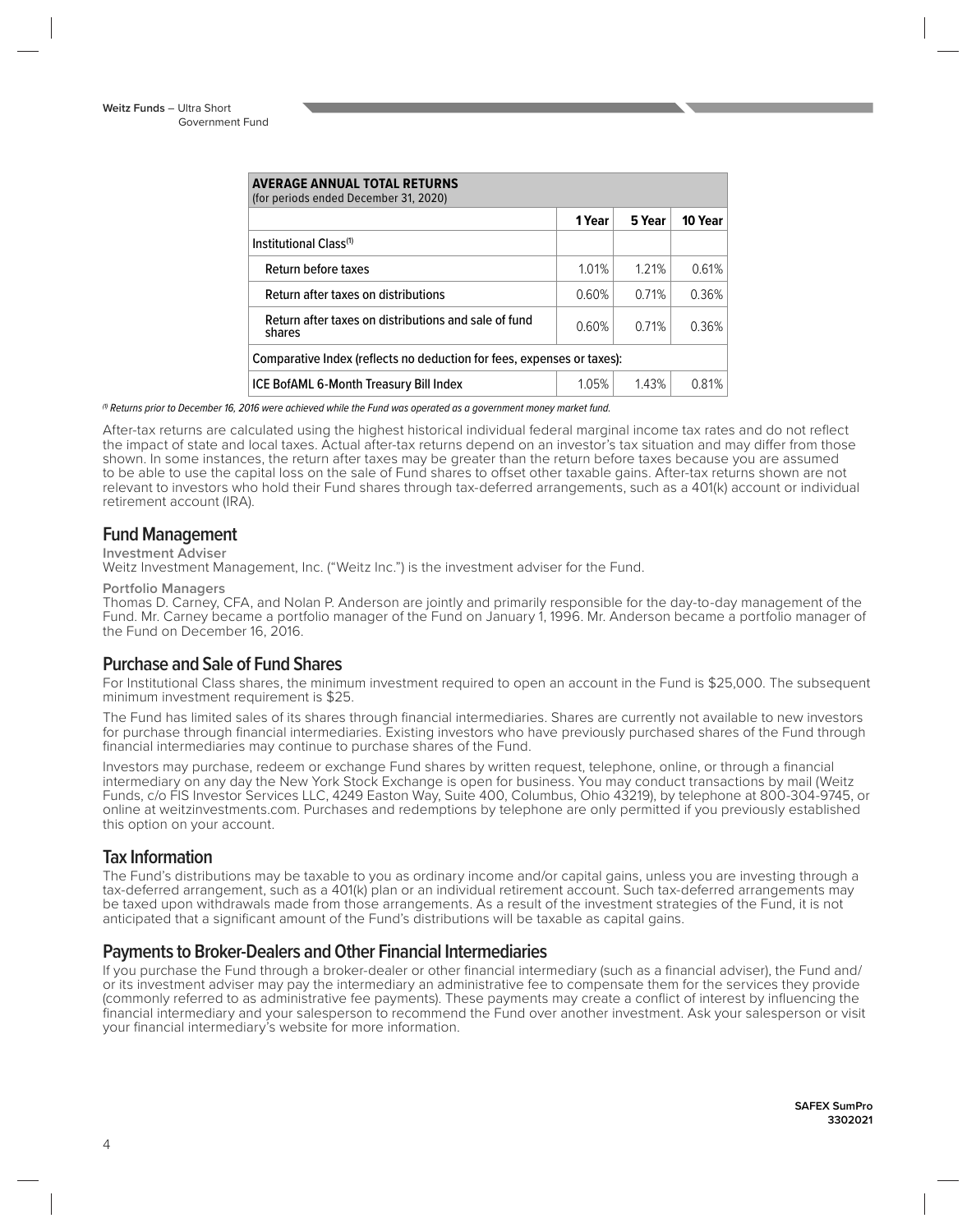| AVERAGE ANNUAL TOTAL RETURNS (for periods ended December 31, 2020) | | | |
|---|---|---|---|
| | 1 Year | 5 Year | 10 Year |
| Institutional Class[1] | | | |
| Return before taxes | 1.01% | 1.21% | 0.61% |
| Return after taxes on distributions | 0.60% | 0.71% | 0.36% |
| Return after taxes on distributions and sale of fund shares | 0.60% | 0.71% | 0.36% |
| Comparative Index (reflects no deduction for fees, expenses or taxes): | | | |
| ICE BofAML 6-Month Treasury Bill Index | 1.05% | 1.43% | 0.81% |

*[1] Returns prior to December 16, 2016 were achieved while the Fund was operated as a government money market fund.*

After-tax returns are calculated using the highest historical individual federal marginal income tax rates and do not reflect the impact of state and local taxes. Actual after-tax returns depend on an investor's tax situation and may differ from those shown. In some instances, the return after taxes may be greater than the return before taxes because you are assumed to be able to use the capital loss on the sale of Fund shares to offset other taxable gains. After-tax returns shown are not relevant to investors who hold their Fund shares through tax-deferred arrangements, such as a 401(k) account or individual retirement account (IRA).

## Fund Management

**Investment Adviser**

Weitz Investment Management, Inc. ("Weitz Inc.") is the investment adviser for the Fund.

**Portfolio Managers**

Thomas D. Carney, CFA, and Nolan P. Anderson are jointly and primarily responsible for the day-to-day management of the Fund. Mr. Carney became a portfolio manager of the Fund on January 1, 1996. Mr. Anderson became a portfolio manager of the Fund on December 16, 2016.

## Purchase and Sale of Fund Shares

For Institutional Class shares, the minimum investment required to open an account in the Fund is $25,000. The subsequent minimum investment requirement is $25.

The Fund has limited sales of its shares through financial intermediaries. Shares are currently not available to new investors for purchase through financial intermediaries. Existing investors who have previously purchased shares of the Fund through financial intermediaries may continue to purchase shares of the Fund.

Investors may purchase, redeem or exchange Fund shares by written request, telephone, online, or through a financial intermediary on any day the New York Stock Exchange is open for business. You may conduct transactions by mail (Weitz Funds, c/o FIS Investor Services LLC, 4249 Easton Way, Suite 400, Columbus, Ohio 43219), by telephone at 800-304-9745, or online at weitzinvestments.com. Purchases and redemptions by telephone are only permitted if you previously established this option on your account.

## Tax Information

The Fund's distributions may be taxable to you as ordinary income and/or capital gains, unless you are investing through a tax-deferred arrangement, such as a 401(k) plan or an individual retirement account. Such tax-deferred arrangements may be taxed upon withdrawals made from those arrangements. As a result of the investment strategies of the Fund, it is not anticipated that a significant amount of the Fund's distributions will be taxable as capital gains.

## Payments to Broker-Dealers and Other Financial Intermediaries

If you purchase the Fund through a broker-dealer or other financial intermediary (such as a financial adviser), the Fund and/or its investment adviser may pay the intermediary an administrative fee to compensate them for the services they provide (commonly referred to as administrative fee payments). These payments may create a conflict of interest by influencing the financial intermediary and your salesperson to recommend the Fund over another investment. Ask your salesperson or visit your financial intermediary's website for more information.

**SAFEX SumPro 3302021**